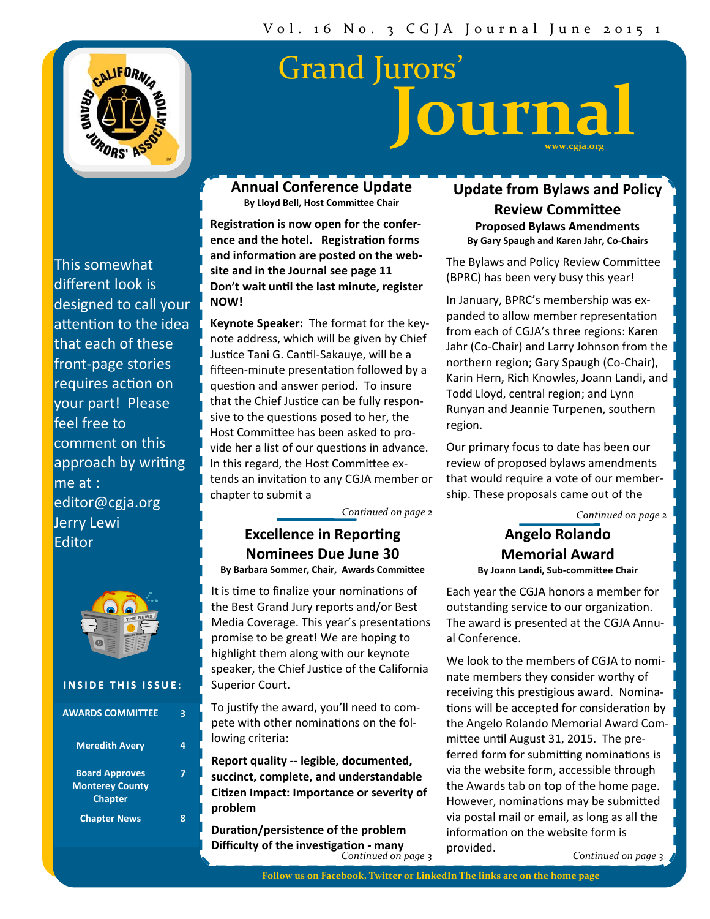# Grand Jurors' Journal

www.cgja.org

This somewhat different look is designed to call your attention to the idea that each of these front-page stories requires action on your part! Please feel free to comment on this approach by writing me at : editor@cgja.org
Jerry Lewi
Editor

**INSIDE THIS ISSUE:**

| | |
|---|---|
| AWARDS COMMITTEE | 3 |
| Meredith Avery | 4 |
| Board Approves Monterey County Chapter | 7 |
| Chapter News | 8 |

## Annual Conference Update

**By Lloyd Bell, Host Committee Chair**

**Registration is now open for the conference and the hotel. Registration forms and information are posted on the website and in the Journal see page 11 Don't wait until the last minute, register NOW!**

**Keynote Speaker:** The format for the keynote address, which will be given by Chief Justice Tani G. Cantil-Sakauye, will be a fifteen-minute presentation followed by a question and answer period. To insure that the Chief Justice can be fully responsive to the questions posed to her, the Host Committee has been asked to provide her a list of our questions in advance. In this regard, the Host Committee extends an invitation to any CGJA member or chapter to submit a

*Continued on page 2*

## Excellence in Reporting Nominees Due June 30

**By Barbara Sommer, Chair, Awards Committee**

It is time to finalize your nominations of the Best Grand Jury reports and/or Best Media Coverage. This year's presentations promise to be great! We are hoping to highlight them along with our keynote speaker, the Chief Justice of the California Superior Court.

To justify the award, you'll need to compete with other nominations on the following criteria:

**Report quality -- legible, documented, succinct, complete, and understandable**
**Citizen Impact: Importance or severity of problem**

**Duration/persistence of the problem**
**Difficulty of the investigation - many**

*Continued on page 3*

## Update from Bylaws and Policy Review Committee

### Proposed Bylaws Amendments

**By Gary Spaugh and Karen Jahr, Co-Chairs**

The Bylaws and Policy Review Committee (BPRC) has been very busy this year!

In January, BPRC's membership was expanded to allow member representation from each of CGJA's three regions: Karen Jahr (Co-Chair) and Larry Johnson from the northern region; Gary Spaugh (Co-Chair), Karin Hern, Rich Knowles, Joann Landi, and Todd Lloyd, central region; and Lynn Runyan and Jeannie Turpenen, southern region.

Our primary focus to date has been our review of proposed bylaws amendments that would require a vote of our membership. These proposals came out of the

*Continued on page 2*

## Angelo Rolando Memorial Award

**By Joann Landi, Sub-committee Chair**

Each year the CGJA honors a member for outstanding service to our organization. The award is presented at the CGJA Annual Conference.

We look to the members of CGJA to nominate members they consider worthy of receiving this prestigious award. Nominations will be accepted for consideration by the Angelo Rolando Memorial Award Committee until August 31, 2015. The preferred form for submitting nominations is via the website form, accessible through the Awards tab on top of the home page. However, nominations may be submitted via postal mail or email, as long as all the information on the website form is provided.

*Continued on page 3*

Follow us on Facebook, Twitter or LinkedIn The links are on the home page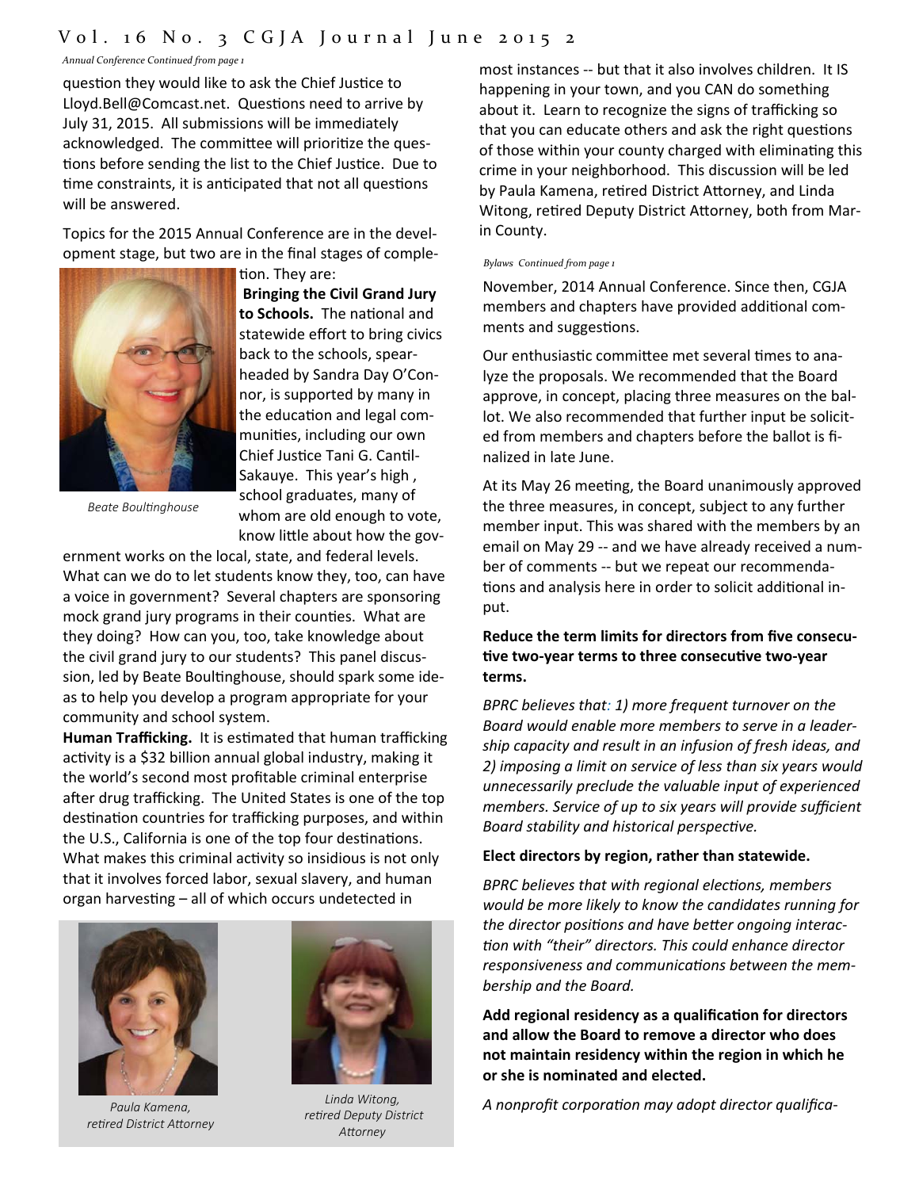*Annual Conference Continued from page 1*

question they would like to ask the Chief Justice to Lloyd.Bell@Comcast.net. Questions need to arrive by July 31, 2015. All submissions will be immediately acknowledged. The committee will prioritize the questions before sending the list to the Chief Justice. Due to time constraints, it is anticipated that not all questions will be answered.

Topics for the 2015 Annual Conference are in the development stage, but two are in the final stages of completion. They are:

*Beate Boultinghouse*

**Bringing the Civil Grand Jury to Schools.** The national and statewide effort to bring civics back to the schools, spearheaded by Sandra Day O'Connor, is supported by many in the education and legal communities, including our own Chief Justice Tani G. Cantil-Sakauye. This year's high , school graduates, many of whom are old enough to vote, know little about how the government works on the local, state, and federal levels. What can we do to let students know they, too, can have a voice in government? Several chapters are sponsoring mock grand jury programs in their counties. What are they doing? How can you, too, take knowledge about the civil grand jury to our students? This panel discussion, led by Beate Boultinghouse, should spark some ideas as to help you develop a program appropriate for your community and school system.

**Human Trafficking.** It is estimated that human trafficking activity is a $32 billion annual global industry, making it the world's second most profitable criminal enterprise after drug trafficking. The United States is one of the top destination countries for trafficking purposes, and within the U.S., California is one of the top four destinations. What makes this criminal activity so insidious is not only that it involves forced labor, sexual slavery, and human organ harvesting – all of which occurs undetected in most instances -- but that it also involves children. It IS happening in your town, and you CAN do something about it. Learn to recognize the signs of trafficking so that you can educate others and ask the right questions of those within your county charged with eliminating this crime in your neighborhood. This discussion will be led by Paula Kamena, retired District Attorney, and Linda Witong, retired Deputy District Attorney, both from Marin County.

*Paula Kamena, retired District Attorney*

*Linda Witong, retired Deputy District Attorney*

*Bylaws Continued from page 1*

November, 2014 Annual Conference. Since then, CGJA members and chapters have provided additional comments and suggestions.

Our enthusiastic committee met several times to analyze the proposals. We recommended that the Board approve, in concept, placing three measures on the ballot. We also recommended that further input be solicited from members and chapters before the ballot is finalized in late June.

At its May 26 meeting, the Board unanimously approved the three measures, in concept, subject to any further member input. This was shared with the members by an email on May 29 -- and we have already received a number of comments -- but we repeat our recommendations and analysis here in order to solicit additional input.

**Reduce the term limits for directors from five consecutive two-year terms to three consecutive two-year terms.**

*BPRC believes that: 1) more frequent turnover on the Board would enable more members to serve in a leadership capacity and result in an infusion of fresh ideas, and 2) imposing a limit on service of less than six years would unnecessarily preclude the valuable input of experienced members. Service of up to six years will provide sufficient Board stability and historical perspective.*

**Elect directors by region, rather than statewide.**

*BPRC believes that with regional elections, members would be more likely to know the candidates running for the director positions and have better ongoing interaction with "their" directors. This could enhance director responsiveness and communications between the membership and the Board.*

**Add regional residency as a qualification for directors and allow the Board to remove a director who does not maintain residency within the region in which he or she is nominated and elected.**

*A nonprofit corporation may adopt director qualifica-*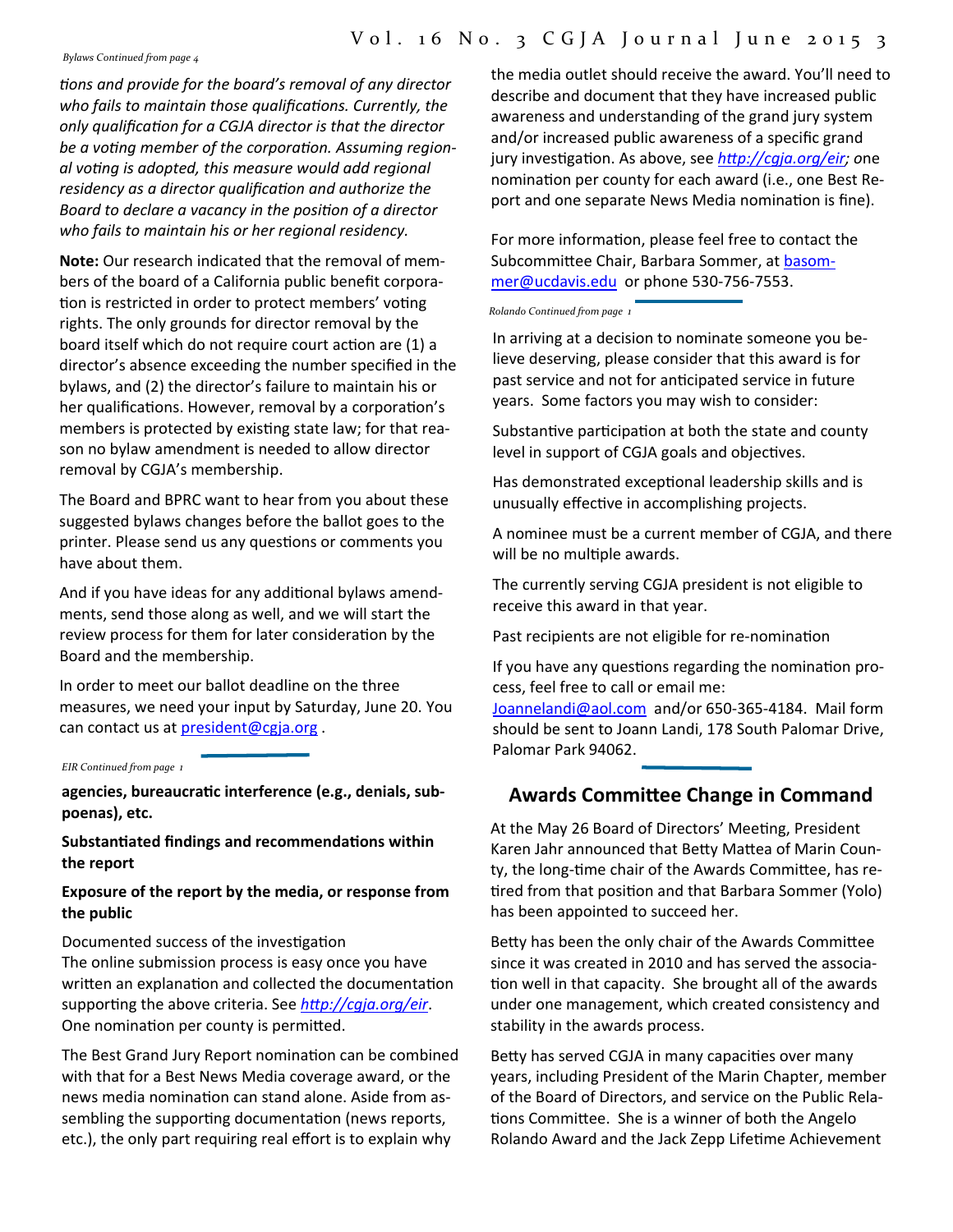*Bylaws Continued from page 4*

*tions and provide for the board's removal of any director who fails to maintain those qualifications. Currently, the only qualification for a CGJA director is that the director be a voting member of the corporation. Assuming regional voting is adopted, this measure would add regional residency as a director qualification and authorize the Board to declare a vacancy in the position of a director who fails to maintain his or her regional residency.*

**Note:** Our research indicated that the removal of members of the board of a California public benefit corporation is restricted in order to protect members' voting rights. The only grounds for director removal by the board itself which do not require court action are (1) a director's absence exceeding the number specified in the bylaws, and (2) the director's failure to maintain his or her qualifications. However, removal by a corporation's members is protected by existing state law; for that reason no bylaw amendment is needed to allow director removal by CGJA's membership.

The Board and BPRC want to hear from you about these suggested bylaws changes before the ballot goes to the printer. Please send us any questions or comments you have about them.

And if you have ideas for any additional bylaws amendments, send those along as well, and we will start the review process for them for later consideration by the Board and the membership.

In order to meet our ballot deadline on the three measures, we need your input by Saturday, June 20. You can contact us at president@cgja.org .

*EIR Continued from page 1*

**agencies, bureaucratic interference (e.g., denials, subpoenas), etc.**

**Substantiated findings and recommendations within the report**

**Exposure of the report by the media, or response from the public**

Documented success of the investigation
The online submission process is easy once you have written an explanation and collected the documentation supporting the above criteria. See *http://cgja.org/eir*. One nomination per county is permitted.

The Best Grand Jury Report nomination can be combined with that for a Best News Media coverage award, or the news media nomination can stand alone. Aside from assembling the supporting documentation (news reports, etc.), the only part requiring real effort is to explain why the media outlet should receive the award. You'll need to describe and document that they have increased public awareness and understanding of the grand jury system and/or increased public awareness of a specific grand jury investigation. As above, see *http://cgja.org/eir; o*ne nomination per county for each award (i.e., one Best Report and one separate News Media nomination is fine).

For more information, please feel free to contact the Subcommittee Chair, Barbara Sommer, at basommer@ucdavis.edu or phone 530-756-7553.

*Rolando Continued from page 1*

In arriving at a decision to nominate someone you believe deserving, please consider that this award is for past service and not for anticipated service in future years. Some factors you may wish to consider:

Substantive participation at both the state and county level in support of CGJA goals and objectives.

Has demonstrated exceptional leadership skills and is unusually effective in accomplishing projects.

A nominee must be a current member of CGJA, and there will be no multiple awards.

The currently serving CGJA president is not eligible to receive this award in that year.

Past recipients are not eligible for re-nomination

If you have any questions regarding the nomination process, feel free to call or email me:
Joannelandi@aol.com and/or 650-365-4184. Mail form should be sent to Joann Landi, 178 South Palomar Drive, Palomar Park 94062.

## Awards Committee Change in Command

At the May 26 Board of Directors' Meeting, President Karen Jahr announced that Betty Mattea of Marin County, the long-time chair of the Awards Committee, has retired from that position and that Barbara Sommer (Yolo) has been appointed to succeed her.

Betty has been the only chair of the Awards Committee since it was created in 2010 and has served the association well in that capacity. She brought all of the awards under one management, which created consistency and stability in the awards process.

Betty has served CGJA in many capacities over many years, including President of the Marin Chapter, member of the Board of Directors, and service on the Public Relations Committee. She is a winner of both the Angelo Rolando Award and the Jack Zepp Lifetime Achievement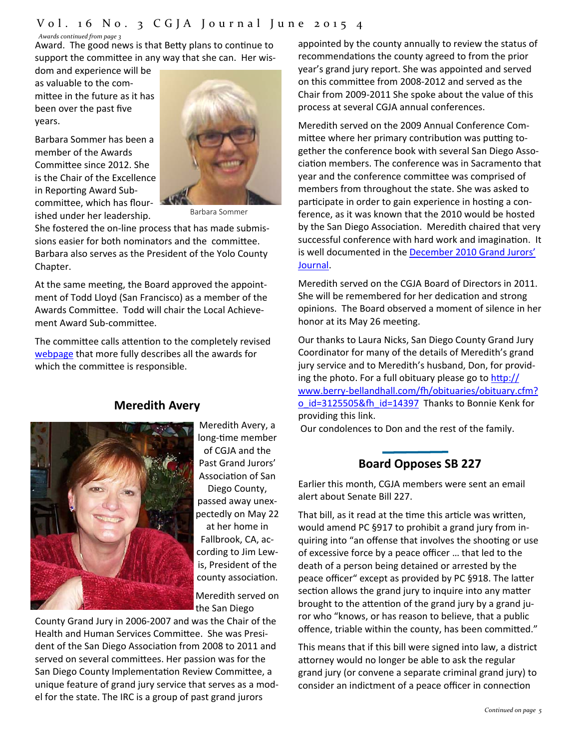*Awards continued from page 3*

Award. The good news is that Betty plans to continue to support the committee in any way that she can. Her wisdom and experience will be as valuable to the committee in the future as it has been over the past five years.

Barbara Sommer has been a member of the Awards Committee since 2012. She is the Chair of the Excellence in Reporting Award Subcommittee, which has flourished under her leadership. She fostered the on-line process that has made submissions easier for both nominators and the committee. Barbara also serves as the President of the Yolo County Chapter.

Barbara Sommer

At the same meeting, the Board approved the appointment of Todd Lloyd (San Francisco) as a member of the Awards Committee. Todd will chair the Local Achievement Award Sub-committee.

The committee calls attention to the completely revised webpage that more fully describes all the awards for which the committee is responsible.

## Meredith Avery

Meredith Avery, a long-time member of CGJA and the Past Grand Jurors' Association of San Diego County, passed away unexpectedly on May 22 at her home in Fallbrook, CA, according to Jim Lewis, President of the county association.

Meredith served on the San Diego County Grand Jury in 2006-2007 and was the Chair of the Health and Human Services Committee. She was President of the San Diego Association from 2008 to 2011 and served on several committees. Her passion was for the San Diego County Implementation Review Committee, a unique feature of grand jury service that serves as a model for the state. The IRC is a group of past grand jurors appointed by the county annually to review the status of recommendations the county agreed to from the prior year's grand jury report. She was appointed and served on this committee from 2008-2012 and served as the Chair from 2009-2011 She spoke about the value of this process at several CGJA annual conferences.

Meredith served on the 2009 Annual Conference Committee where her primary contribution was putting together the conference book with several San Diego Association members. The conference was in Sacramento that year and the conference committee was comprised of members from throughout the state. She was asked to participate in order to gain experience in hosting a conference, as it was known that the 2010 would be hosted by the San Diego Association. Meredith chaired that very successful conference with hard work and imagination. It is well documented in the December 2010 Grand Jurors' Journal.

Meredith served on the CGJA Board of Directors in 2011. She will be remembered for her dedication and strong opinions. The Board observed a moment of silence in her honor at its May 26 meeting.

Our thanks to Laura Nicks, San Diego County Grand Jury Coordinator for many of the details of Meredith's grand jury service and to Meredith's husband, Don, for providing the photo. For a full obituary please go to http://www.berry-bellandhall.com/fh/obituaries/obituary.cfm?o_id=3125505&fh_id=14397 Thanks to Bonnie Kenk for providing this link.

Our condolences to Don and the rest of the family.

## Board Opposes SB 227

Earlier this month, CGJA members were sent an email alert about Senate Bill 227.

That bill, as it read at the time this article was written, would amend PC §917 to prohibit a grand jury from inquiring into "an offense that involves the shooting or use of excessive force by a peace officer … that led to the death of a person being detained or arrested by the peace officer" except as provided by PC §918. The latter section allows the grand jury to inquire into any matter brought to the attention of the grand jury by a grand juror who "knows, or has reason to believe, that a public offence, triable within the county, has been committed."

This means that if this bill were signed into law, a district attorney would no longer be able to ask the regular grand jury (or convene a separate criminal grand jury) to consider an indictment of a peace officer in connection

*Continued on page 5*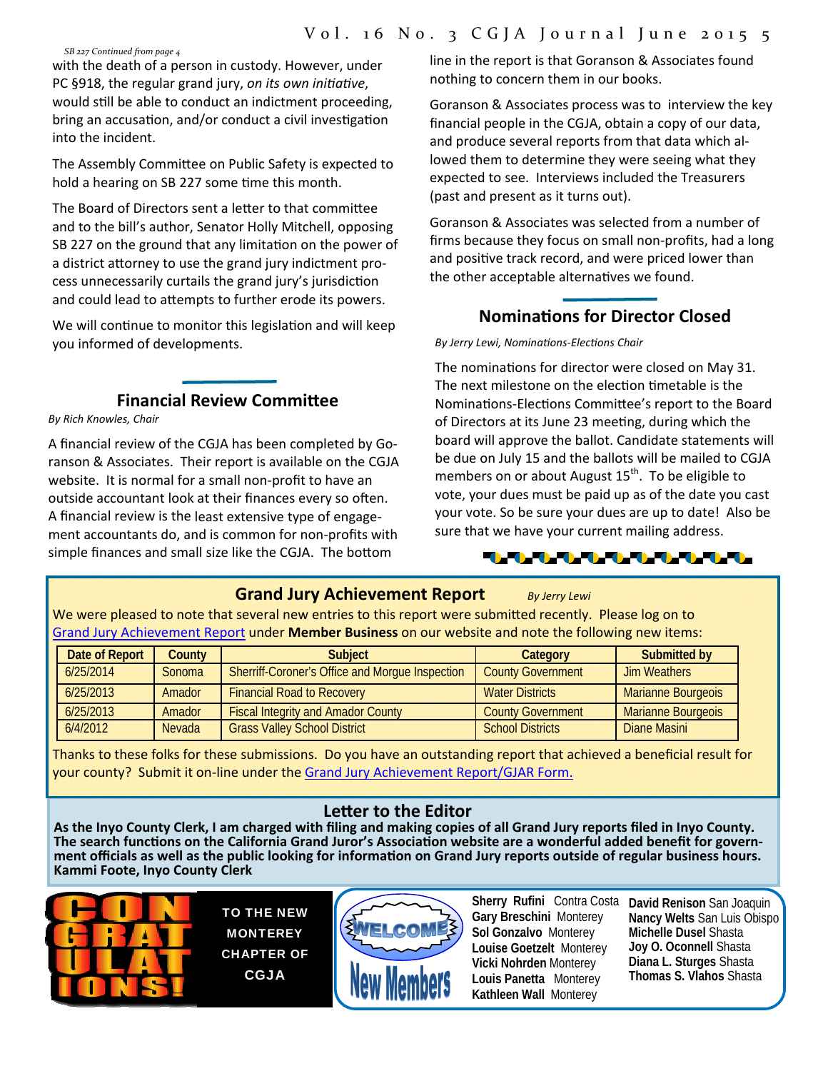*SB 227 Continued from page 4*

with the death of a person in custody. However, under PC §918, the regular grand jury, *on its own initiative*, would still be able to conduct an indictment proceeding, bring an accusation, and/or conduct a civil investigation into the incident.

The Assembly Committee on Public Safety is expected to hold a hearing on SB 227 some time this month.

The Board of Directors sent a letter to that committee and to the bill's author, Senator Holly Mitchell, opposing SB 227 on the ground that any limitation on the power of a district attorney to use the grand jury indictment process unnecessarily curtails the grand jury's jurisdiction and could lead to attempts to further erode its powers.

We will continue to monitor this legislation and will keep you informed of developments.

## Financial Review Committee

*By Rich Knowles, Chair*

A financial review of the CGJA has been completed by Goranson & Associates. Their report is available on the CGJA website. It is normal for a small non-profit to have an outside accountant look at their finances every so often. A financial review is the least extensive type of engagement accountants do, and is common for non-profits with simple finances and small size like the CGJA. The bottom line in the report is that Goranson & Associates found nothing to concern them in our books.

Goranson & Associates process was to interview the key financial people in the CGJA, obtain a copy of our data, and produce several reports from that data which allowed them to determine they were seeing what they expected to see. Interviews included the Treasurers (past and present as it turns out).

Goranson & Associates was selected from a number of firms because they focus on small non-profits, had a long and positive track record, and were priced lower than the other acceptable alternatives we found.

## Nominations for Director Closed

*By Jerry Lewi, Nominations-Elections Chair*

The nominations for director were closed on May 31. The next milestone on the election timetable is the Nominations-Elections Committee's report to the Board of Directors at its June 23 meeting, during which the board will approve the ballot. Candidate statements will be due on July 15 and the ballots will be mailed to CGJA members on or about August 15th. To be eligible to vote, your dues must be paid up as of the date you cast your vote. So be sure your dues are up to date! Also be sure that we have your current mailing address.

## Grand Jury Achievement Report

*By Jerry Lewi*

We were pleased to note that several new entries to this report were submitted recently. Please log on to Grand Jury Achievement Report under **Member Business** on our website and note the following new items:

| Date of Report | County | Subject | Category | Submitted by |
|---|---|---|---|---|
| 6/25/2014 | Sonoma | Sherriff-Coroner's Office and Morgue Inspection | County Government | Jim Weathers |
| 6/25/2013 | Amador | Financial Road to Recovery | Water Districts | Marianne Bourgeois |
| 6/25/2013 | Amador | Fiscal Integrity and Amador County | County Government | Marianne Bourgeois |
| 6/4/2012 | Nevada | Grass Valley School District | School Districts | Diane Masini |

Thanks to these folks for these submissions. Do you have an outstanding report that achieved a beneficial result for your county? Submit it on-line under the Grand Jury Achievement Report/GJAR Form.

## Letter to the Editor

**As the Inyo County Clerk, I am charged with filing and making copies of all Grand Jury reports filed in Inyo County. The search functions on the California Grand Juror's Association website are a wonderful added benefit for government officials as well as the public looking for information on Grand Jury reports outside of regular business hours.**
**Kammi Foote, Inyo County Clerk**

**CONGRATULATIONS!** TO THE NEW MONTEREY CHAPTER OF CGJA

**WELCOME New Members**

**Sherry Rufini** Contra Costa
**Gary Breschini** Monterey
**Sol Gonzalvo** Monterey
**Louise Goetzelt** Monterey
**Vicki Nohrden** Monterey
**Louis Panetta** Monterey
**Kathleen Wall** Monterey
**David Renison** San Joaquin
**Nancy Welts** San Luis Obispo
**Michelle Dusel** Shasta
**Joy O. Oconnell** Shasta
**Diana L. Sturges** Shasta
**Thomas S. Vlahos** Shasta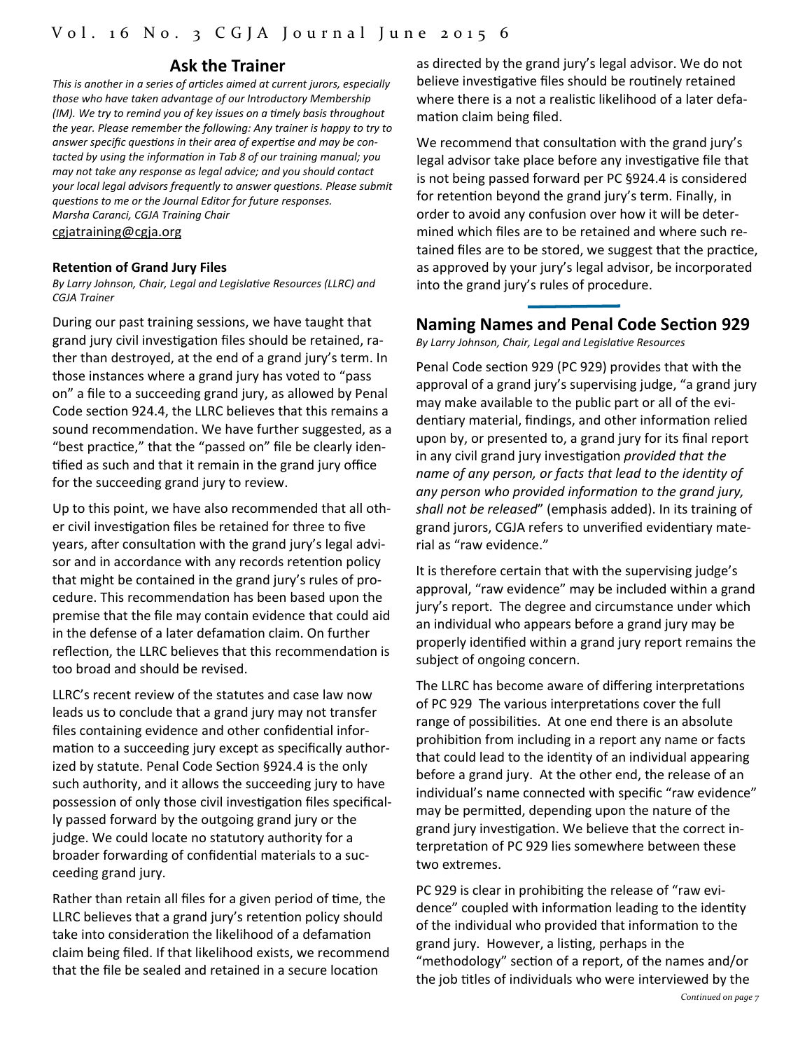## Ask the Trainer

*This is another in a series of articles aimed at current jurors, especially those who have taken advantage of our Introductory Membership (IM). We try to remind you of key issues on a timely basis throughout the year. Please remember the following: Any trainer is happy to try to answer specific questions in their area of expertise and may be contacted by using the information in Tab 8 of our training manual; you may not take any response as legal advice; and you should contact your local legal advisors frequently to answer questions. Please submit questions to me or the Journal Editor for future responses.*
*Marsha Caranci, CGJA Training Chair*
cgjatraining@cgja.org

### Retention of Grand Jury Files

*By Larry Johnson, Chair, Legal and Legislative Resources (LLRC) and CGJA Trainer*

During our past training sessions, we have taught that grand jury civil investigation files should be retained, rather than destroyed, at the end of a grand jury's term. In those instances where a grand jury has voted to "pass on" a file to a succeeding grand jury, as allowed by Penal Code section 924.4, the LLRC believes that this remains a sound recommendation. We have further suggested, as a "best practice," that the "passed on" file be clearly identified as such and that it remain in the grand jury office for the succeeding grand jury to review.

Up to this point, we have also recommended that all other civil investigation files be retained for three to five years, after consultation with the grand jury's legal advisor and in accordance with any records retention policy that might be contained in the grand jury's rules of procedure. This recommendation has been based upon the premise that the file may contain evidence that could aid in the defense of a later defamation claim. On further reflection, the LLRC believes that this recommendation is too broad and should be revised.

LLRC's recent review of the statutes and case law now leads us to conclude that a grand jury may not transfer files containing evidence and other confidential information to a succeeding jury except as specifically authorized by statute. Penal Code Section §924.4 is the only such authority, and it allows the succeeding jury to have possession of only those civil investigation files specifically passed forward by the outgoing grand jury or the judge. We could locate no statutory authority for a broader forwarding of confidential materials to a succeeding grand jury.

Rather than retain all files for a given period of time, the LLRC believes that a grand jury's retention policy should take into consideration the likelihood of a defamation claim being filed. If that likelihood exists, we recommend that the file be sealed and retained in a secure location as directed by the grand jury's legal advisor. We do not believe investigative files should be routinely retained where there is a not a realistic likelihood of a later defamation claim being filed.

We recommend that consultation with the grand jury's legal advisor take place before any investigative file that is not being passed forward per PC §924.4 is considered for retention beyond the grand jury's term. Finally, in order to avoid any confusion over how it will be determined which files are to be retained and where such retained files are to be stored, we suggest that the practice, as approved by your jury's legal advisor, be incorporated into the grand jury's rules of procedure.

## Naming Names and Penal Code Section 929

*By Larry Johnson, Chair, Legal and Legislative Resources*

Penal Code section 929 (PC 929) provides that with the approval of a grand jury's supervising judge, "a grand jury may make available to the public part or all of the evidentiary material, findings, and other information relied upon by, or presented to, a grand jury for its final report in any civil grand jury investigation *provided that the name of any person, or facts that lead to the identity of any person who provided information to the grand jury, shall not be released*" (emphasis added). In its training of grand jurors, CGJA refers to unverified evidentiary material as "raw evidence."

It is therefore certain that with the supervising judge's approval, "raw evidence" may be included within a grand jury's report. The degree and circumstance under which an individual who appears before a grand jury may be properly identified within a grand jury report remains the subject of ongoing concern.

The LLRC has become aware of differing interpretations of PC 929 The various interpretations cover the full range of possibilities. At one end there is an absolute prohibition from including in a report any name or facts that could lead to the identity of an individual appearing before a grand jury. At the other end, the release of an individual's name connected with specific "raw evidence" may be permitted, depending upon the nature of the grand jury investigation. We believe that the correct interpretation of PC 929 lies somewhere between these two extremes.

PC 929 is clear in prohibiting the release of "raw evidence" coupled with information leading to the identity of the individual who provided that information to the grand jury. However, a listing, perhaps in the "methodology" section of a report, of the names and/or the job titles of individuals who were interviewed by the

*Continued on page 7*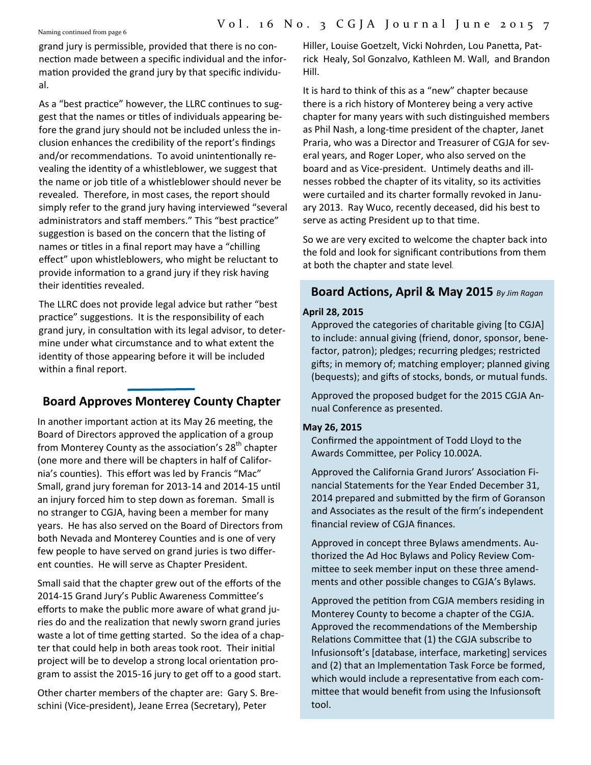Naming continued from page 6

grand jury is permissible, provided that there is no connection made between a specific individual and the information provided the grand jury by that specific individual.

As a "best practice" however, the LLRC continues to suggest that the names or titles of individuals appearing before the grand jury should not be included unless the inclusion enhances the credibility of the report's findings and/or recommendations. To avoid unintentionally revealing the identity of a whistleblower, we suggest that the name or job title of a whistleblower should never be revealed. Therefore, in most cases, the report should simply refer to the grand jury having interviewed "several administrators and staff members." This "best practice" suggestion is based on the concern that the listing of names or titles in a final report may have a "chilling effect" upon whistleblowers, who might be reluctant to provide information to a grand jury if they risk having their identities revealed.

The LLRC does not provide legal advice but rather "best practice" suggestions. It is the responsibility of each grand jury, in consultation with its legal advisor, to determine under what circumstance and to what extent the identity of those appearing before it will be included within a final report.

## Board Approves Monterey County Chapter

In another important action at its May 26 meeting, the Board of Directors approved the application of a group from Monterey County as the association's 28th chapter (one more and there will be chapters in half of California's counties). This effort was led by Francis "Mac" Small, grand jury foreman for 2013-14 and 2014-15 until an injury forced him to step down as foreman. Small is no stranger to CGJA, having been a member for many years. He has also served on the Board of Directors from both Nevada and Monterey Counties and is one of very few people to have served on grand juries is two different counties. He will serve as Chapter President.

Small said that the chapter grew out of the efforts of the 2014-15 Grand Jury's Public Awareness Committee's efforts to make the public more aware of what grand juries do and the realization that newly sworn grand juries waste a lot of time getting started. So the idea of a chapter that could help in both areas took root. Their initial project will be to develop a strong local orientation program to assist the 2015-16 jury to get off to a good start.

Other charter members of the chapter are: Gary S. Breschini (Vice-president), Jeane Errea (Secretary), Peter Hiller, Louise Goetzelt, Vicki Nohrden, Lou Panetta, Patrick Healy, Sol Gonzalvo, Kathleen M. Wall, and Brandon Hill.

It is hard to think of this as a "new" chapter because there is a rich history of Monterey being a very active chapter for many years with such distinguished members as Phil Nash, a long-time president of the chapter, Janet Praria, who was a Director and Treasurer of CGJA for several years, and Roger Loper, who also served on the board and as Vice-president. Untimely deaths and illnesses robbed the chapter of its vitality, so its activities were curtailed and its charter formally revoked in January 2013. Ray Wuco, recently deceased, did his best to serve as acting President up to that time.

So we are very excited to welcome the chapter back into the fold and look for significant contributions from them at both the chapter and state level.

## Board Actions, April & May 2015 *By Jim Ragan*

**April 28, 2015**

Approved the categories of charitable giving [to CGJA] to include: annual giving (friend, donor, sponsor, benefactor, patron); pledges; recurring pledges; restricted gifts; in memory of; matching employer; planned giving (bequests); and gifts of stocks, bonds, or mutual funds.

Approved the proposed budget for the 2015 CGJA Annual Conference as presented.

**May 26, 2015**

Confirmed the appointment of Todd Lloyd to the Awards Committee, per Policy 10.002A.

Approved the California Grand Jurors' Association Financial Statements for the Year Ended December 31, 2014 prepared and submitted by the firm of Goranson and Associates as the result of the firm's independent financial review of CGJA finances.

Approved in concept three Bylaws amendments. Authorized the Ad Hoc Bylaws and Policy Review Committee to seek member input on these three amendments and other possible changes to CGJA's Bylaws.

Approved the petition from CGJA members residing in Monterey County to become a chapter of the CGJA. Approved the recommendations of the Membership Relations Committee that (1) the CGJA subscribe to Infusionsoft's [database, interface, marketing] services and (2) that an Implementation Task Force be formed, which would include a representative from each committee that would benefit from using the Infusionsoft tool.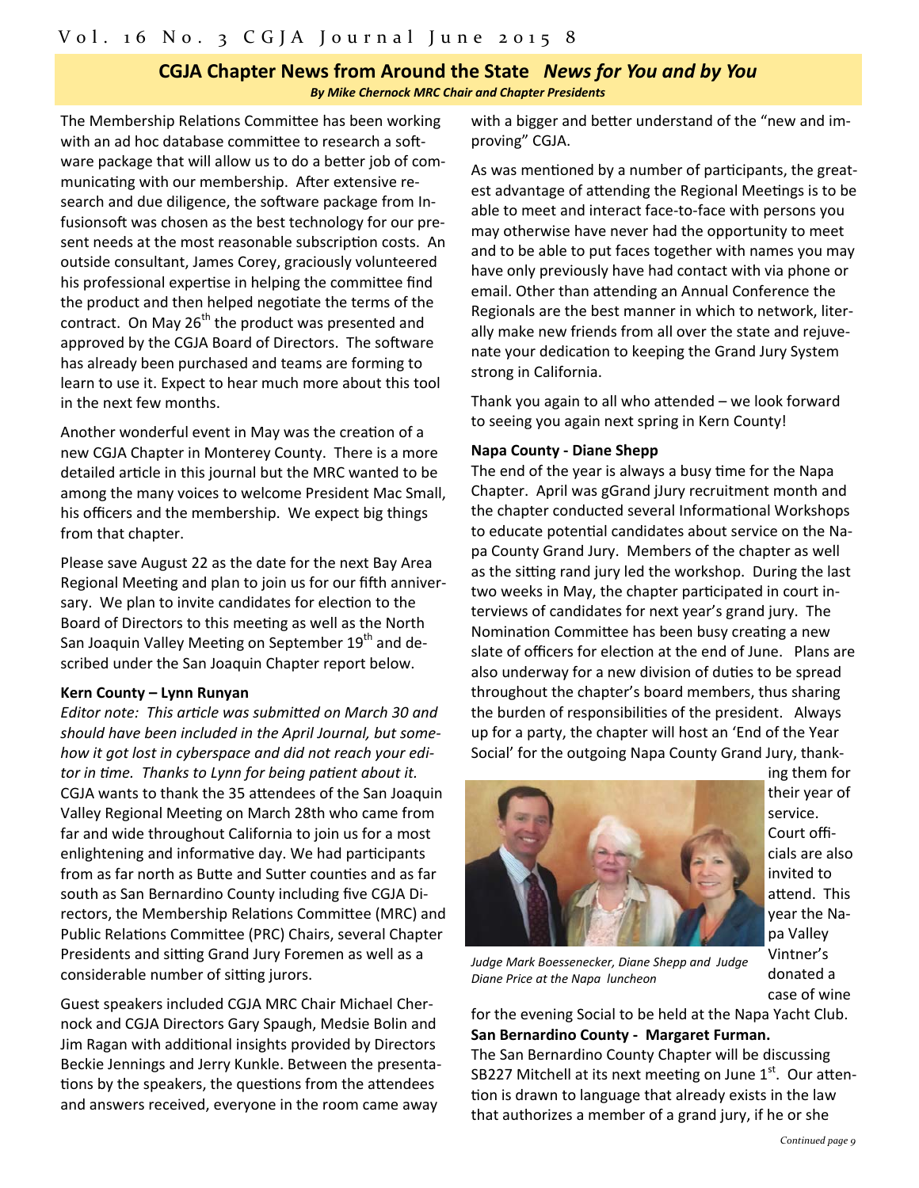## CGJA Chapter News from Around the State *News for You and by You*

***By Mike Chernock MRC Chair and Chapter Presidents***

The Membership Relations Committee has been working with an ad hoc database committee to research a software package that will allow us to do a better job of communicating with our membership. After extensive research and due diligence, the software package from Infusionsoft was chosen as the best technology for our present needs at the most reasonable subscription costs. An outside consultant, James Corey, graciously volunteered his professional expertise in helping the committee find the product and then helped negotiate the terms of the contract. On May 26th the product was presented and approved by the CGJA Board of Directors. The software has already been purchased and teams are forming to learn to use it. Expect to hear much more about this tool in the next few months.

Another wonderful event in May was the creation of a new CGJA Chapter in Monterey County. There is a more detailed article in this journal but the MRC wanted to be among the many voices to welcome President Mac Small, his officers and the membership. We expect big things from that chapter.

Please save August 22 as the date for the next Bay Area Regional Meeting and plan to join us for our fifth anniversary. We plan to invite candidates for election to the Board of Directors to this meeting as well as the North San Joaquin Valley Meeting on September 19th and described under the San Joaquin Chapter report below.

**Kern County – Lynn Runyan**

*Editor note: This article was submitted on March 30 and should have been included in the April Journal, but somehow it got lost in cyberspace and did not reach your editor in time. Thanks to Lynn for being patient about it.*

CGJA wants to thank the 35 attendees of the San Joaquin Valley Regional Meeting on March 28th who came from far and wide throughout California to join us for a most enlightening and informative day. We had participants from as far north as Butte and Sutter counties and as far south as San Bernardino County including five CGJA Directors, the Membership Relations Committee (MRC) and Public Relations Committee (PRC) Chairs, several Chapter Presidents and sitting Grand Jury Foremen as well as a considerable number of sitting jurors.

Guest speakers included CGJA MRC Chair Michael Chernock and CGJA Directors Gary Spaugh, Medsie Bolin and Jim Ragan with additional insights provided by Directors Beckie Jennings and Jerry Kunkle. Between the presentations by the speakers, the questions from the attendees and answers received, everyone in the room came away with a bigger and better understand of the "new and improving" CGJA.

As was mentioned by a number of participants, the greatest advantage of attending the Regional Meetings is to be able to meet and interact face-to-face with persons you may otherwise have never had the opportunity to meet and to be able to put faces together with names you may have only previously have had contact with via phone or email. Other than attending an Annual Conference the Regionals are the best manner in which to network, literally make new friends from all over the state and rejuvenate your dedication to keeping the Grand Jury System strong in California.

Thank you again to all who attended – we look forward to seeing you again next spring in Kern County!

**Napa County - Diane Shepp**

The end of the year is always a busy time for the Napa Chapter. April was gGrand jJury recruitment month and the chapter conducted several Informational Workshops to educate potential candidates about service on the Napa County Grand Jury. Members of the chapter as well as the sitting rand jury led the workshop. During the last two weeks in May, the chapter participated in court interviews of candidates for next year's grand jury. The Nomination Committee has been busy creating a new slate of officers for election at the end of June. Plans are also underway for a new division of duties to be spread throughout the chapter's board members, thus sharing the burden of responsibilities of the president. Always up for a party, the chapter will host an 'End of the Year Social' for the outgoing Napa County Grand Jury, thanking them for their year of service. Court officials are also invited to attend. This year the Napa Valley Vintner's donated a case of wine for the evening Social to be held at the Napa Yacht Club.

*Judge Mark Boessenecker, Diane Shepp and Judge Diane Price at the Napa luncheon*

**San Bernardino County - Margaret Furman.**

The San Bernardino County Chapter will be discussing SB227 Mitchell at its next meeting on June 1st. Our attention is drawn to language that already exists in the law that authorizes a member of a grand jury, if he or she

*Continued page 9*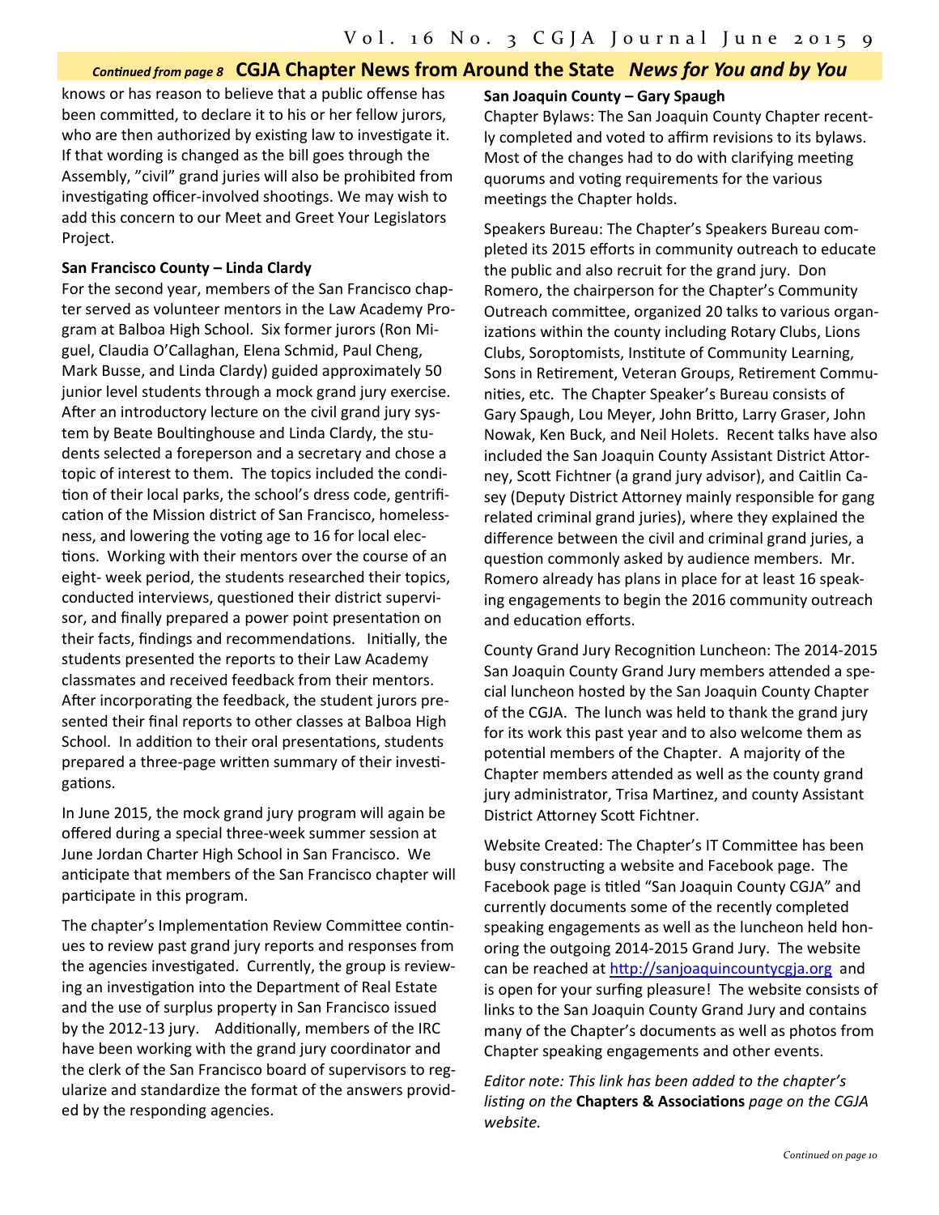*Continued from page 8* **CGJA Chapter News from Around the State** ***News for You and by You***

knows or has reason to believe that a public offense has been committed, to declare it to his or her fellow jurors, who are then authorized by existing law to investigate it. If that wording is changed as the bill goes through the Assembly, "civil" grand juries will also be prohibited from investigating officer-involved shootings. We may wish to add this concern to our Meet and Greet Your Legislators Project.

**San Francisco County – Linda Clardy**

For the second year, members of the San Francisco chapter served as volunteer mentors in the Law Academy Program at Balboa High School. Six former jurors (Ron Miguel, Claudia O'Callaghan, Elena Schmid, Paul Cheng, Mark Busse, and Linda Clardy) guided approximately 50 junior level students through a mock grand jury exercise. After an introductory lecture on the civil grand jury system by Beate Boultinghouse and Linda Clardy, the students selected a foreperson and a secretary and chose a topic of interest to them. The topics included the condition of their local parks, the school's dress code, gentrification of the Mission district of San Francisco, homelessness, and lowering the voting age to 16 for local elections. Working with their mentors over the course of an eight- week period, the students researched their topics, conducted interviews, questioned their district supervisor, and finally prepared a power point presentation on their facts, findings and recommendations. Initially, the students presented the reports to their Law Academy classmates and received feedback from their mentors. After incorporating the feedback, the student jurors presented their final reports to other classes at Balboa High School. In addition to their oral presentations, students prepared a three-page written summary of their investigations.

In June 2015, the mock grand jury program will again be offered during a special three-week summer session at June Jordan Charter High School in San Francisco. We anticipate that members of the San Francisco chapter will participate in this program.

The chapter's Implementation Review Committee continues to review past grand jury reports and responses from the agencies investigated. Currently, the group is reviewing an investigation into the Department of Real Estate and the use of surplus property in San Francisco issued by the 2012-13 jury. Additionally, members of the IRC have been working with the grand jury coordinator and the clerk of the San Francisco board of supervisors to regularize and standardize the format of the answers provided by the responding agencies.

**San Joaquin County – Gary Spaugh**

Chapter Bylaws: The San Joaquin County Chapter recently completed and voted to affirm revisions to its bylaws. Most of the changes had to do with clarifying meeting quorums and voting requirements for the various meetings the Chapter holds.

Speakers Bureau: The Chapter's Speakers Bureau completed its 2015 efforts in community outreach to educate the public and also recruit for the grand jury. Don Romero, the chairperson for the Chapter's Community Outreach committee, organized 20 talks to various organizations within the county including Rotary Clubs, Lions Clubs, Soroptomists, Institute of Community Learning, Sons in Retirement, Veteran Groups, Retirement Communities, etc. The Chapter Speaker's Bureau consists of Gary Spaugh, Lou Meyer, John Britto, Larry Graser, John Nowak, Ken Buck, and Neil Holets. Recent talks have also included the San Joaquin County Assistant District Attorney, Scott Fichtner (a grand jury advisor), and Caitlin Casey (Deputy District Attorney mainly responsible for gang related criminal grand juries), where they explained the difference between the civil and criminal grand juries, a question commonly asked by audience members. Mr. Romero already has plans in place for at least 16 speaking engagements to begin the 2016 community outreach and education efforts.

County Grand Jury Recognition Luncheon: The 2014-2015 San Joaquin County Grand Jury members attended a special luncheon hosted by the San Joaquin County Chapter of the CGJA. The lunch was held to thank the grand jury for its work this past year and to also welcome them as potential members of the Chapter. A majority of the Chapter members attended as well as the county grand jury administrator, Trisa Martinez, and county Assistant District Attorney Scott Fichtner.

Website Created: The Chapter's IT Committee has been busy constructing a website and Facebook page. The Facebook page is titled "San Joaquin County CGJA" and currently documents some of the recently completed speaking engagements as well as the luncheon held honoring the outgoing 2014-2015 Grand Jury. The website can be reached at http://sanjoaquincountycgja.org and is open for your surfing pleasure! The website consists of links to the San Joaquin County Grand Jury and contains many of the Chapter's documents as well as photos from Chapter speaking engagements and other events.

*Editor note: This link has been added to the chapter's listing on the* **Chapters & Associations** *page on the CGJA website.*

*Continued on page 10*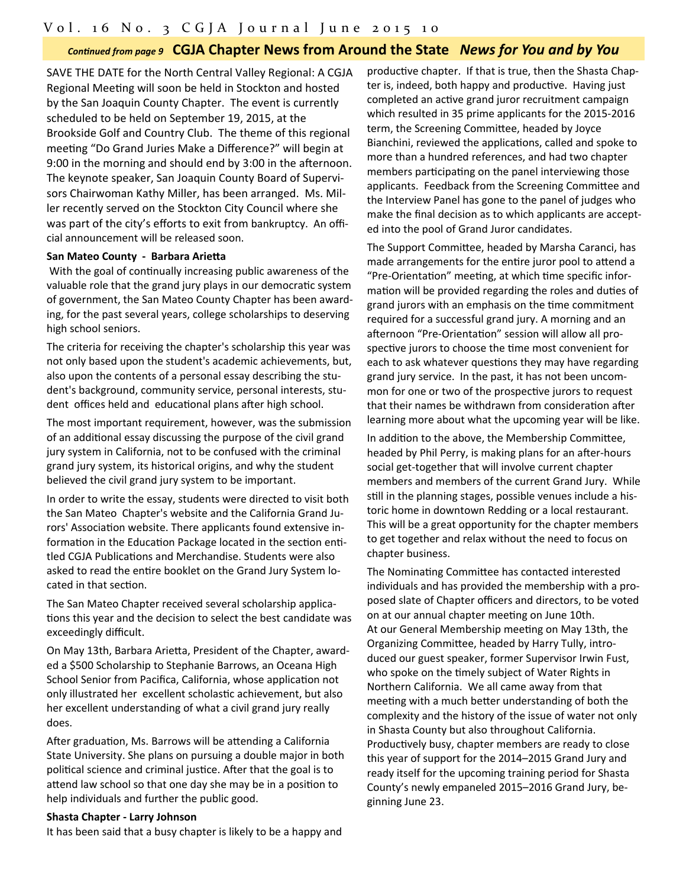*Continued from page 9* **CGJA Chapter News from Around the State** ***News for You and by You***

SAVE THE DATE for the North Central Valley Regional: A CGJA Regional Meeting will soon be held in Stockton and hosted by the San Joaquin County Chapter. The event is currently scheduled to be held on September 19, 2015, at the Brookside Golf and Country Club. The theme of this regional meeting "Do Grand Juries Make a Difference?" will begin at 9:00 in the morning and should end by 3:00 in the afternoon. The keynote speaker, San Joaquin County Board of Supervisors Chairwoman Kathy Miller, has been arranged. Ms. Miller recently served on the Stockton City Council where she was part of the city's efforts to exit from bankruptcy. An official announcement will be released soon.

**San Mateo County - Barbara Arietta**

With the goal of continually increasing public awareness of the valuable role that the grand jury plays in our democratic system of government, the San Mateo County Chapter has been awarding, for the past several years, college scholarships to deserving high school seniors.

The criteria for receiving the chapter's scholarship this year was not only based upon the student's academic achievements, but, also upon the contents of a personal essay describing the student's background, community service, personal interests, student offices held and educational plans after high school.

The most important requirement, however, was the submission of an additional essay discussing the purpose of the civil grand jury system in California, not to be confused with the criminal grand jury system, its historical origins, and why the student believed the civil grand jury system to be important.

In order to write the essay, students were directed to visit both the San Mateo Chapter's website and the California Grand Jurors' Association website. There applicants found extensive information in the Education Package located in the section entitled CGJA Publications and Merchandise. Students were also asked to read the entire booklet on the Grand Jury System located in that section.

The San Mateo Chapter received several scholarship applications this year and the decision to select the best candidate was exceedingly difficult.

On May 13th, Barbara Arietta, President of the Chapter, awarded a $500 Scholarship to Stephanie Barrows, an Oceana High School Senior from Pacifica, California, whose application not only illustrated her excellent scholastic achievement, but also her excellent understanding of what a civil grand jury really does.

After graduation, Ms. Barrows will be attending a California State University. She plans on pursuing a double major in both political science and criminal justice. After that the goal is to attend law school so that one day she may be in a position to help individuals and further the public good.

**Shasta Chapter - Larry Johnson**

It has been said that a busy chapter is likely to be a happy and productive chapter. If that is true, then the Shasta Chapter is, indeed, both happy and productive. Having just completed an active grand juror recruitment campaign which resulted in 35 prime applicants for the 2015-2016 term, the Screening Committee, headed by Joyce Bianchini, reviewed the applications, called and spoke to more than a hundred references, and had two chapter members participating on the panel interviewing those applicants. Feedback from the Screening Committee and the Interview Panel has gone to the panel of judges who make the final decision as to which applicants are accepted into the pool of Grand Juror candidates.

The Support Committee, headed by Marsha Caranci, has made arrangements for the entire juror pool to attend a "Pre-Orientation" meeting, at which time specific information will be provided regarding the roles and duties of grand jurors with an emphasis on the time commitment required for a successful grand jury. A morning and an afternoon "Pre-Orientation" session will allow all prospective jurors to choose the time most convenient for each to ask whatever questions they may have regarding grand jury service. In the past, it has not been uncommon for one or two of the prospective jurors to request that their names be withdrawn from consideration after learning more about what the upcoming year will be like.

In addition to the above, the Membership Committee, headed by Phil Perry, is making plans for an after-hours social get-together that will involve current chapter members and members of the current Grand Jury. While still in the planning stages, possible venues include a historic home in downtown Redding or a local restaurant. This will be a great opportunity for the chapter members to get together and relax without the need to focus on chapter business.

The Nominating Committee has contacted interested individuals and has provided the membership with a proposed slate of Chapter officers and directors, to be voted on at our annual chapter meeting on June 10th.

At our General Membership meeting on May 13th, the Organizing Committee, headed by Harry Tully, introduced our guest speaker, former Supervisor Irwin Fust, who spoke on the timely subject of Water Rights in Northern California. We all came away from that meeting with a much better understanding of both the complexity and the history of the issue of water not only in Shasta County but also throughout California.

Productively busy, chapter members are ready to close this year of support for the 2014–2015 Grand Jury and ready itself for the upcoming training period for Shasta County's newly empaneled 2015–2016 Grand Jury, beginning June 23.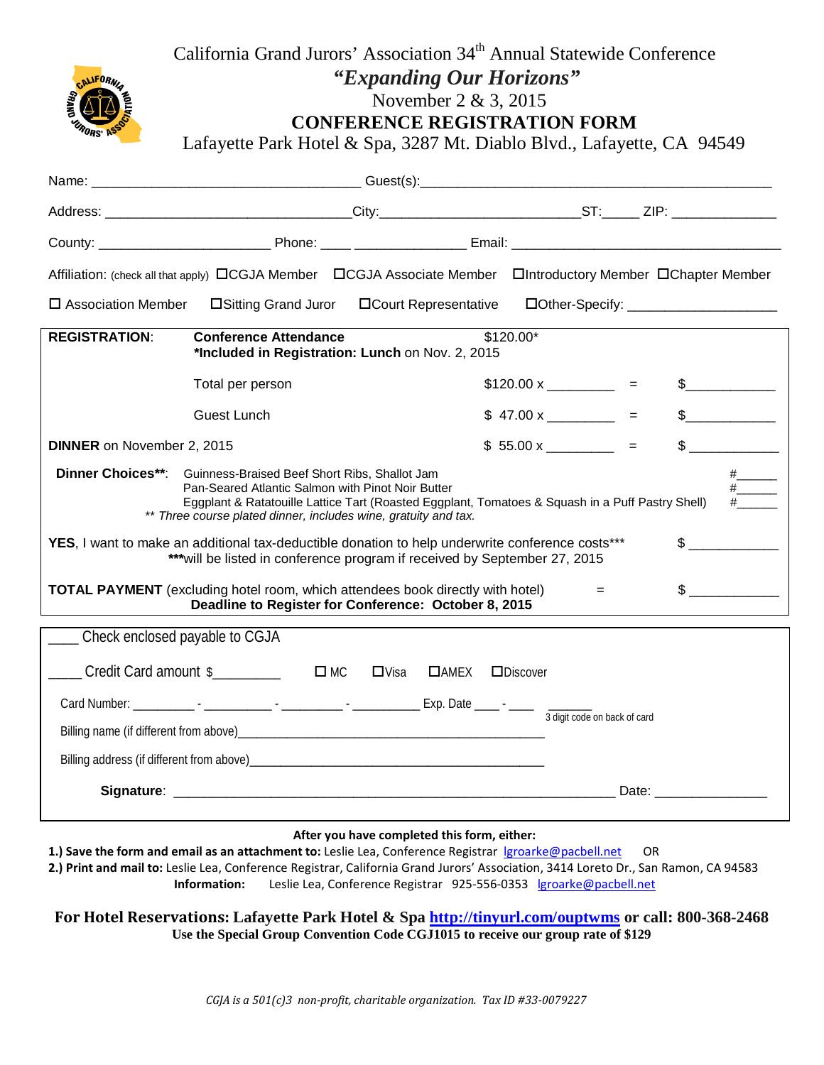# California Grand Jurors' Association 34th Annual Statewide Conference

## *"Expanding Our Horizons"*

November 2 & 3, 2015

## CONFERENCE REGISTRATION FORM

Lafayette Park Hotel & Spa, 3287 Mt. Diablo Blvd., Lafayette, CA 94549

Name: ___________________________________ Guest(s):_____________________________________________

Address: ________________________________City:__________________________ST:_____ ZIP: ______________

County: ______________________ Phone: ____ ______________ Email: ___________________________________

Affiliation: (check all that apply) ☐CGJA Member ☐CGJA Associate Member ☐Introductory Member ☐Chapter Member

☐ Association Member ☐Sitting Grand Juror ☐Court Representative ☐Other-Specify: ___________________

**REGISTRATION**: **Conference Attendance** $120.00*
**\*Included in Registration: Lunch** on Nov. 2, 2015

| | | | | |
|---|---|---|---|---|
| | Total per person | $120.00 x _________ | = | $____________ |
| | Guest Lunch | $ 47.00 x _________ | = | $____________ |
| **DINNER** on November 2, 2015 | | $ 55.00 x _________ | = | $ ____________ |

**Dinner Choices\*\***: Guinness-Braised Beef Short Ribs, Shallot Jam #______
Pan-Seared Atlantic Salmon with Pinot Noir Butter #______
Eggplant & Ratatouille Lattice Tart (Roasted Eggplant, Tomatoes & Squash in a Puff Pastry Shell) #______
*\*\* Three course plated dinner, includes wine, gratuity and tax.*

**YES**, I want to make an additional tax-deductible donation to help underwrite conference costs\*\*\* $ ____________
**\*\*\***will be listed in conference program if received by September 27, 2015

**TOTAL PAYMENT** (excluding hotel room, which attendees book directly with hotel) = $ ____________
**Deadline to Register for Conference: October 8, 2015**

____ Check enclosed payable to CGJA

____ Credit Card amount $_________ ☐ MC ☐Visa ☐AMEX ☐Discover

Card Number: _________ - __________ - _________ - __________ Exp. Date ____ - ____ ______ 3 digit code on back of card

Billing name (if different from above)____________________________________________

Billing address (if different from above)__________________________________________

**Signature**: ____________________________________________________________ Date: _______________

**After you have completed this form, either:**

**1.) Save the form and email as an attachment to:** Leslie Lea, Conference Registrar lgroarke@pacbell.net OR
**2.) Print and mail to:** Leslie Lea, Conference Registrar, California Grand Jurors' Association, 3414 Loreto Dr., San Ramon, CA 94583
**Information:** Leslie Lea, Conference Registrar 925-556-0353 lgroarke@pacbell.net

**For Hotel Reservations: Lafayette Park Hotel & Spa http://tinyurl.com/ouptwms or call: 800-368-2468**
**Use the Special Group Convention Code CGJ1015 to receive our group rate of $129**

*CGJA is a 501(c)3 non-profit, charitable organization. Tax ID #33-0079227*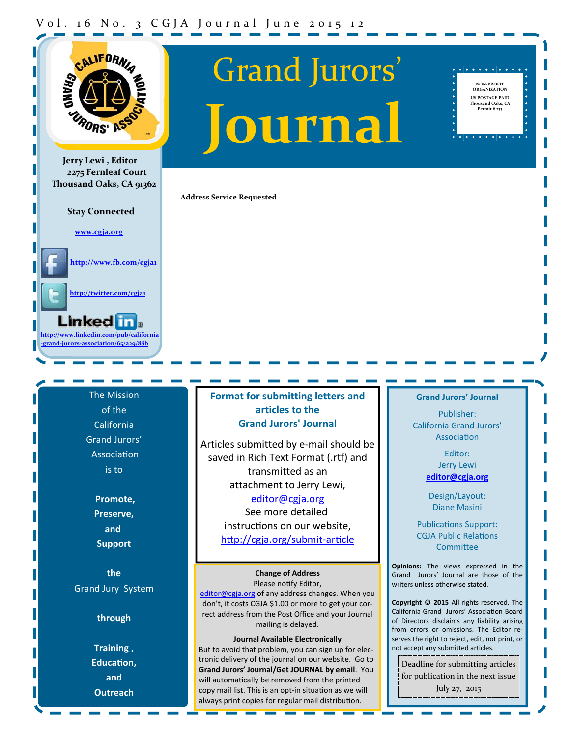# Grand Jurors' Journal

NON-PROFIT ORGANIZATION
US POSTAGE PAID
Thousand Oaks, CA
Permit # 233

**Jerry Lewi , Editor**
**2275 Fernleaf Court**
**Thousand Oaks, CA 91362**

**Stay Connected**

www.cgja.org

http://www.fb.com/cgja1

http://twitter.com/cgja1

http://www.linkedin.com/pub/california-grand-jurors-association/65/a29/88b

**Address Service Requested**

The Mission of the California Grand Jurors' Association is to

**Promote, Preserve, and Support**

**the** Grand Jury System

**through**

**Training , Education, and Outreach**

## Format for submitting letters and articles to the Grand Jurors' Journal

Articles submitted by e-mail should be saved in Rich Text Format (.rtf) and transmitted as an attachment to Jerry Lewi, editor@cgja.org
See more detailed instructions on our website, http://cgja.org/submit-article

**Change of Address**

Please notify Editor, editor@cgja.org of any address changes. When you don't, it costs CGJA $1.00 or more to get your correct address from the Post Office and your Journal mailing is delayed.

**Journal Available Electronically**

But to avoid that problem, you can sign up for electronic delivery of the journal on our website. Go to **Grand Jurors' Journal/Get JOURNAL by email**. You will automatically be removed from the printed copy mail list. This is an opt-in situation as we will always print copies for regular mail distribution.

**Grand Jurors' Journal**

Publisher:
California Grand Jurors' Association

Editor:
Jerry Lewi
**editor@cgja.org**

Design/Layout:
Diane Masini

Publications Support:
CGJA Public Relations Committee

**Opinions:** The views expressed in the Grand Jurors' Journal are those of the writers unless otherwise stated.

**Copyright © 2015** All rights reserved. The California Grand Jurors' Association Board of Directors disclaims any liability arising from errors or omissions. The Editor reserves the right to reject, edit, not print, or not accept any submitted articles.

Deadline for submitting articles for publication in the next issue
July 27, 2015